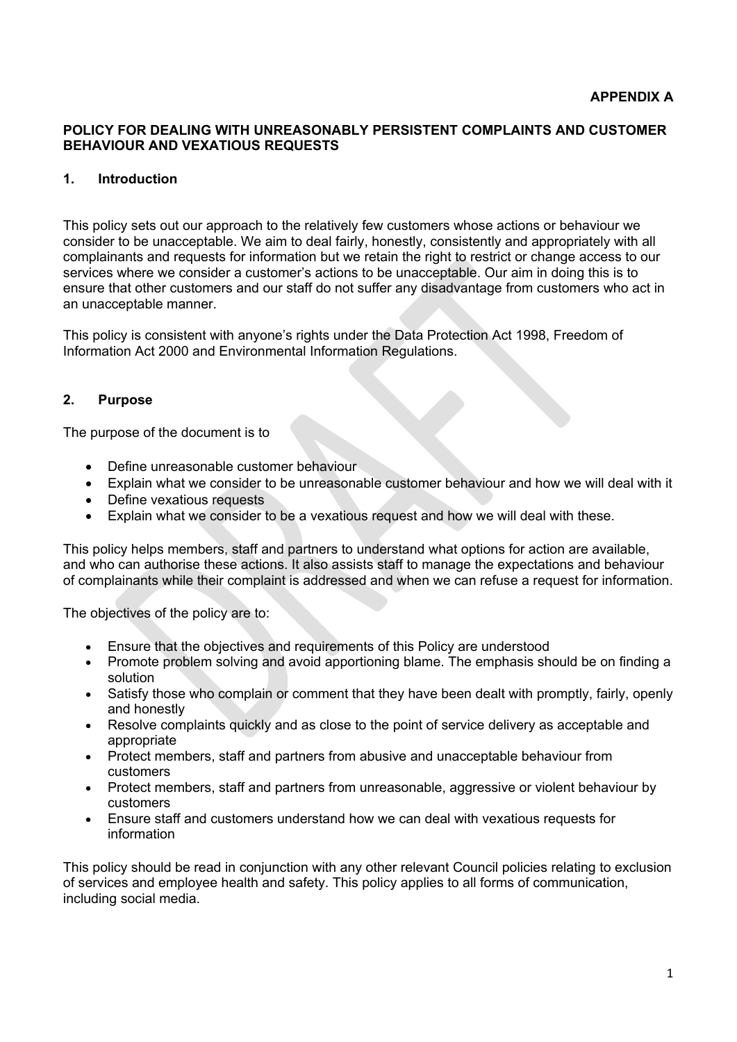**APPENDIX A**

# POLICY FOR DEALING WITH UNREASONABLY PERSISTENT COMPLAINTS AND CUSTOMER BEHAVIOUR AND VEXATIOUS REQUESTS

## 1. Introduction

This policy sets out our approach to the relatively few customers whose actions or behaviour we consider to be unacceptable. We aim to deal fairly, honestly, consistently and appropriately with all complainants and requests for information but we retain the right to restrict or change access to our services where we consider a customer's actions to be unacceptable. Our aim in doing this is to ensure that other customers and our staff do not suffer any disadvantage from customers who act in an unacceptable manner.

This policy is consistent with anyone's rights under the Data Protection Act 1998, Freedom of Information Act 2000 and Environmental Information Regulations.

## 2. Purpose

The purpose of the document is to

- Define unreasonable customer behaviour
- Explain what we consider to be unreasonable customer behaviour and how we will deal with it
- Define vexatious requests
- Explain what we consider to be a vexatious request and how we will deal with these.

This policy helps members, staff and partners to understand what options for action are available, and who can authorise these actions. It also assists staff to manage the expectations and behaviour of complainants while their complaint is addressed and when we can refuse a request for information.

The objectives of the policy are to:

- Ensure that the objectives and requirements of this Policy are understood
- Promote problem solving and avoid apportioning blame. The emphasis should be on finding a solution
- Satisfy those who complain or comment that they have been dealt with promptly, fairly, openly and honestly
- Resolve complaints quickly and as close to the point of service delivery as acceptable and appropriate
- Protect members, staff and partners from abusive and unacceptable behaviour from customers
- Protect members, staff and partners from unreasonable, aggressive or violent behaviour by customers
- Ensure staff and customers understand how we can deal with vexatious requests for information

This policy should be read in conjunction with any other relevant Council policies relating to exclusion of services and employee health and safety. This policy applies to all forms of communication, including social media.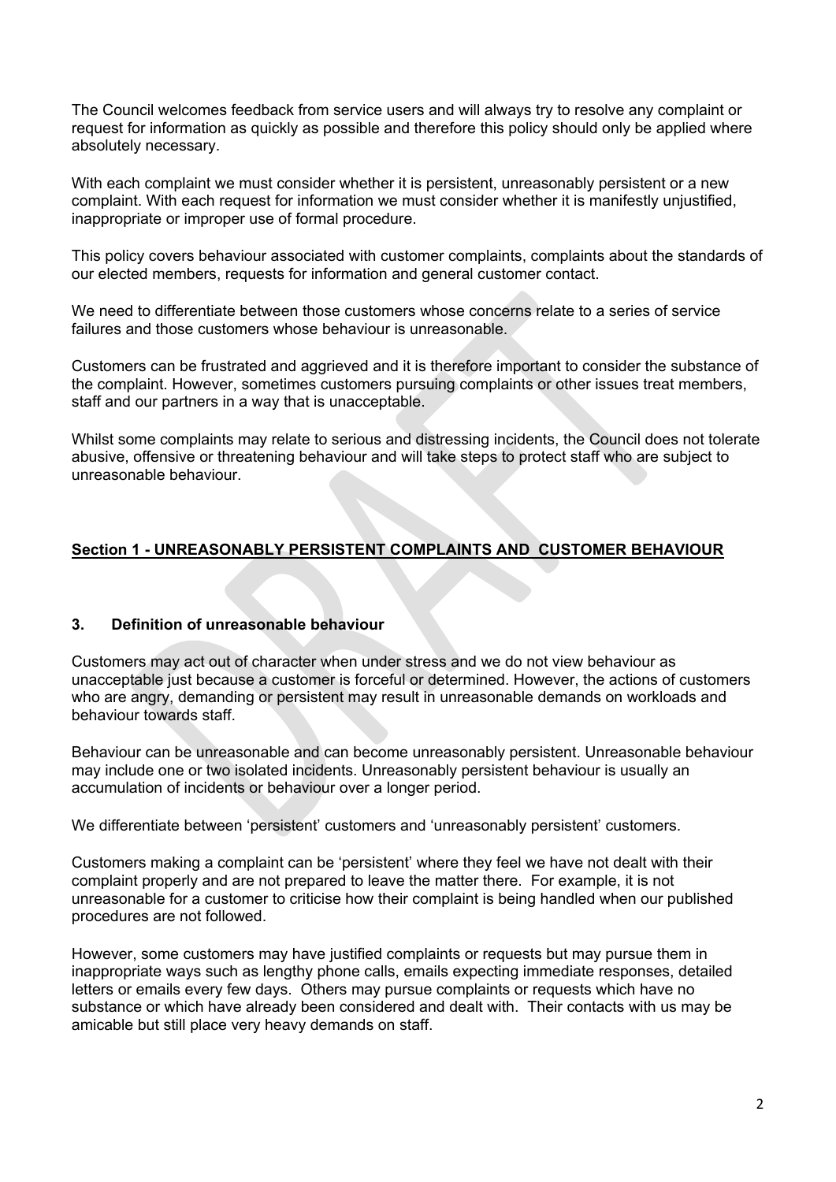The Council welcomes feedback from service users and will always try to resolve any complaint or request for information as quickly as possible and therefore this policy should only be applied where absolutely necessary.

With each complaint we must consider whether it is persistent, unreasonably persistent or a new complaint. With each request for information we must consider whether it is manifestly unjustified, inappropriate or improper use of formal procedure.

This policy covers behaviour associated with customer complaints, complaints about the standards of our elected members, requests for information and general customer contact.

We need to differentiate between those customers whose concerns relate to a series of service failures and those customers whose behaviour is unreasonable.

Customers can be frustrated and aggrieved and it is therefore important to consider the substance of the complaint. However, sometimes customers pursuing complaints or other issues treat members, staff and our partners in a way that is unacceptable.

Whilst some complaints may relate to serious and distressing incidents, the Council does not tolerate abusive, offensive or threatening behaviour and will take steps to protect staff who are subject to unreasonable behaviour.

## Section 1 - UNREASONABLY PERSISTENT COMPLAINTS AND CUSTOMER BEHAVIOUR

### 3. Definition of unreasonable behaviour

Customers may act out of character when under stress and we do not view behaviour as unacceptable just because a customer is forceful or determined. However, the actions of customers who are angry, demanding or persistent may result in unreasonable demands on workloads and behaviour towards staff.

Behaviour can be unreasonable and can become unreasonably persistent. Unreasonable behaviour may include one or two isolated incidents. Unreasonably persistent behaviour is usually an accumulation of incidents or behaviour over a longer period.

We differentiate between 'persistent' customers and 'unreasonably persistent' customers.

Customers making a complaint can be 'persistent' where they feel we have not dealt with their complaint properly and are not prepared to leave the matter there. For example, it is not unreasonable for a customer to criticise how their complaint is being handled when our published procedures are not followed.

However, some customers may have justified complaints or requests but may pursue them in inappropriate ways such as lengthy phone calls, emails expecting immediate responses, detailed letters or emails every few days. Others may pursue complaints or requests which have no substance or which have already been considered and dealt with. Their contacts with us may be amicable but still place very heavy demands on staff.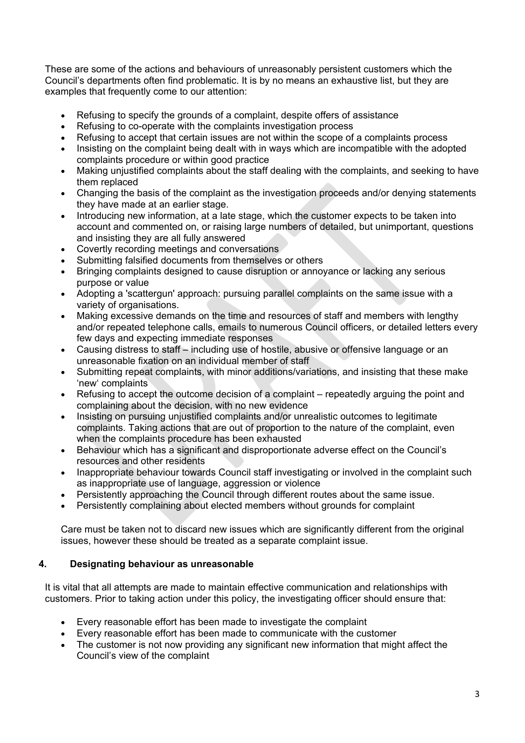These are some of the actions and behaviours of unreasonably persistent customers which the Council's departments often find problematic. It is by no means an exhaustive list, but they are examples that frequently come to our attention:

- Refusing to specify the grounds of a complaint, despite offers of assistance
- Refusing to co-operate with the complaints investigation process
- Refusing to accept that certain issues are not within the scope of a complaints process
- Insisting on the complaint being dealt with in ways which are incompatible with the adopted complaints procedure or within good practice
- Making unjustified complaints about the staff dealing with the complaints, and seeking to have them replaced
- Changing the basis of the complaint as the investigation proceeds and/or denying statements they have made at an earlier stage.
- Introducing new information, at a late stage, which the customer expects to be taken into account and commented on, or raising large numbers of detailed, but unimportant, questions and insisting they are all fully answered
- Covertly recording meetings and conversations
- Submitting falsified documents from themselves or others
- Bringing complaints designed to cause disruption or annoyance or lacking any serious purpose or value
- Adopting a 'scattergun' approach: pursuing parallel complaints on the same issue with a variety of organisations.
- Making excessive demands on the time and resources of staff and members with lengthy and/or repeated telephone calls, emails to numerous Council officers, or detailed letters every few days and expecting immediate responses
- Causing distress to staff – including use of hostile, abusive or offensive language or an unreasonable fixation on an individual member of staff
- Submitting repeat complaints, with minor additions/variations, and insisting that these make 'new' complaints
- Refusing to accept the outcome decision of a complaint – repeatedly arguing the point and complaining about the decision, with no new evidence
- Insisting on pursuing unjustified complaints and/or unrealistic outcomes to legitimate complaints. Taking actions that are out of proportion to the nature of the complaint, even when the complaints procedure has been exhausted
- Behaviour which has a significant and disproportionate adverse effect on the Council's resources and other residents
- Inappropriate behaviour towards Council staff investigating or involved in the complaint such as inappropriate use of language, aggression or violence
- Persistently approaching the Council through different routes about the same issue.
- Persistently complaining about elected members without grounds for complaint

Care must be taken not to discard new issues which are significantly different from the original issues, however these should be treated as a separate complaint issue.

## 4. Designating behaviour as unreasonable

It is vital that all attempts are made to maintain effective communication and relationships with customers. Prior to taking action under this policy, the investigating officer should ensure that:

- Every reasonable effort has been made to investigate the complaint
- Every reasonable effort has been made to communicate with the customer
- The customer is not now providing any significant new information that might affect the Council's view of the complaint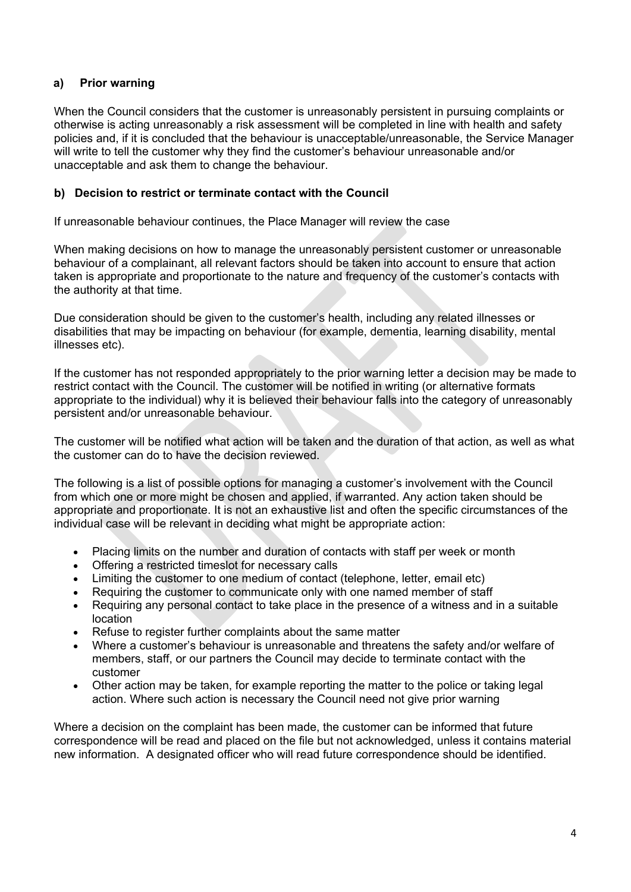### a) Prior warning

When the Council considers that the customer is unreasonably persistent in pursuing complaints or otherwise is acting unreasonably a risk assessment will be completed in line with health and safety policies and, if it is concluded that the behaviour is unacceptable/unreasonable, the Service Manager will write to tell the customer why they find the customer's behaviour unreasonable and/or unacceptable and ask them to change the behaviour.

### b) Decision to restrict or terminate contact with the Council

If unreasonable behaviour continues, the Place Manager will review the case

When making decisions on how to manage the unreasonably persistent customer or unreasonable behaviour of a complainant, all relevant factors should be taken into account to ensure that action taken is appropriate and proportionate to the nature and frequency of the customer's contacts with the authority at that time.

Due consideration should be given to the customer's health, including any related illnesses or disabilities that may be impacting on behaviour (for example, dementia, learning disability, mental illnesses etc).

If the customer has not responded appropriately to the prior warning letter a decision may be made to restrict contact with the Council. The customer will be notified in writing (or alternative formats appropriate to the individual) why it is believed their behaviour falls into the category of unreasonably persistent and/or unreasonable behaviour.

The customer will be notified what action will be taken and the duration of that action, as well as what the customer can do to have the decision reviewed.

The following is a list of possible options for managing a customer's involvement with the Council from which one or more might be chosen and applied, if warranted. Any action taken should be appropriate and proportionate. It is not an exhaustive list and often the specific circumstances of the individual case will be relevant in deciding what might be appropriate action:

- Placing limits on the number and duration of contacts with staff per week or month
- Offering a restricted timeslot for necessary calls
- Limiting the customer to one medium of contact (telephone, letter, email etc)
- Requiring the customer to communicate only with one named member of staff
- Requiring any personal contact to take place in the presence of a witness and in a suitable location
- Refuse to register further complaints about the same matter
- Where a customer's behaviour is unreasonable and threatens the safety and/or welfare of members, staff, or our partners the Council may decide to terminate contact with the customer
- Other action may be taken, for example reporting the matter to the police or taking legal action. Where such action is necessary the Council need not give prior warning

Where a decision on the complaint has been made, the customer can be informed that future correspondence will be read and placed on the file but not acknowledged, unless it contains material new information. A designated officer who will read future correspondence should be identified.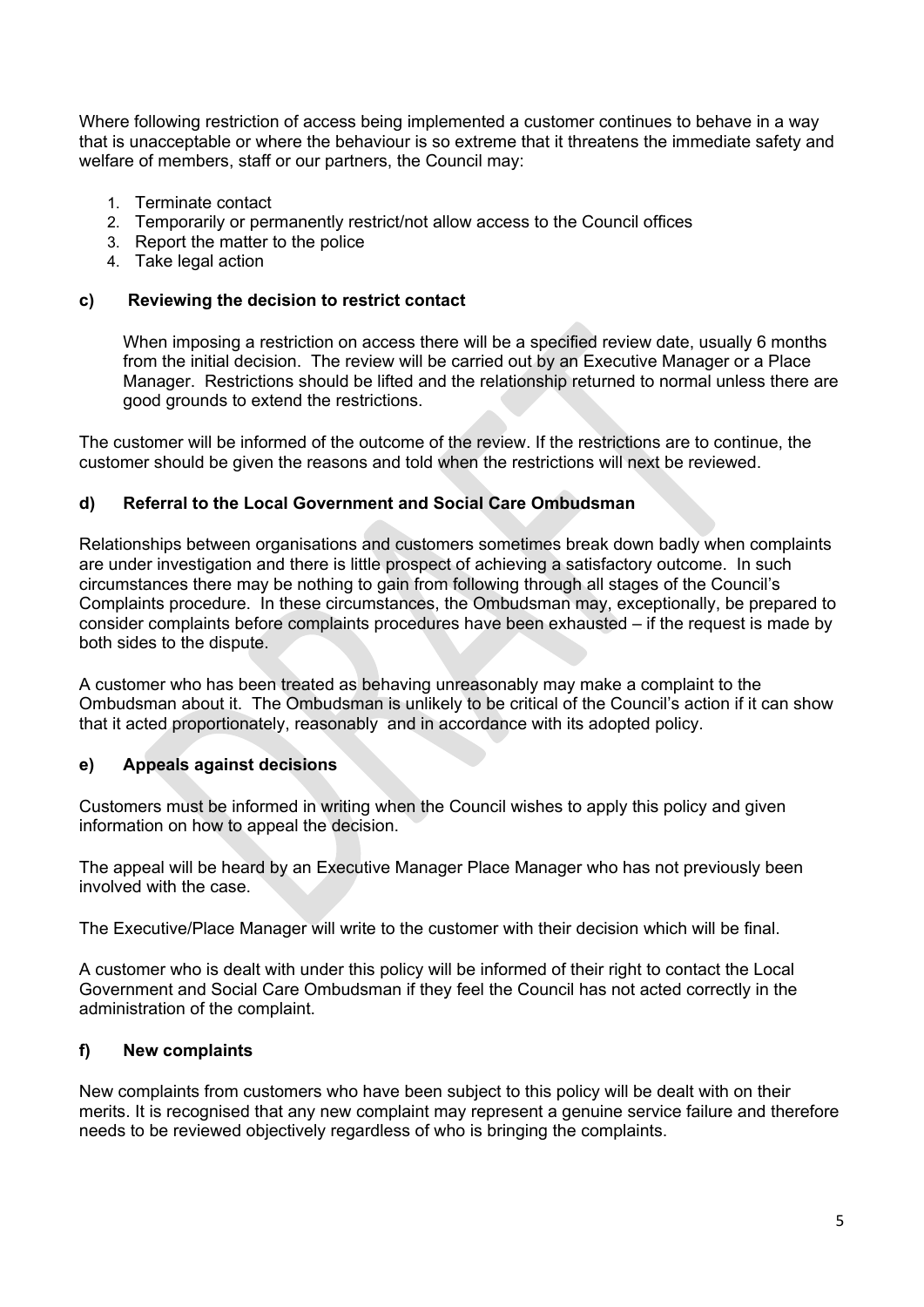Where following restriction of access being implemented a customer continues to behave in a way that is unacceptable or where the behaviour is so extreme that it threatens the immediate safety and welfare of members, staff or our partners, the Council may:

1. Terminate contact
2. Temporarily or permanently restrict/not allow access to the Council offices
3. Report the matter to the police
4. Take legal action

### c) Reviewing the decision to restrict contact

When imposing a restriction on access there will be a specified review date, usually 6 months from the initial decision. The review will be carried out by an Executive Manager or a Place Manager. Restrictions should be lifted and the relationship returned to normal unless there are good grounds to extend the restrictions.

The customer will be informed of the outcome of the review. If the restrictions are to continue, the customer should be given the reasons and told when the restrictions will next be reviewed.

### d) Referral to the Local Government and Social Care Ombudsman

Relationships between organisations and customers sometimes break down badly when complaints are under investigation and there is little prospect of achieving a satisfactory outcome. In such circumstances there may be nothing to gain from following through all stages of the Council's Complaints procedure. In these circumstances, the Ombudsman may, exceptionally, be prepared to consider complaints before complaints procedures have been exhausted – if the request is made by both sides to the dispute.

A customer who has been treated as behaving unreasonably may make a complaint to the Ombudsman about it. The Ombudsman is unlikely to be critical of the Council's action if it can show that it acted proportionately, reasonably and in accordance with its adopted policy.

### e) Appeals against decisions

Customers must be informed in writing when the Council wishes to apply this policy and given information on how to appeal the decision.

The appeal will be heard by an Executive Manager Place Manager who has not previously been involved with the case.

The Executive/Place Manager will write to the customer with their decision which will be final.

A customer who is dealt with under this policy will be informed of their right to contact the Local Government and Social Care Ombudsman if they feel the Council has not acted correctly in the administration of the complaint.

### f) New complaints

New complaints from customers who have been subject to this policy will be dealt with on their merits. It is recognised that any new complaint may represent a genuine service failure and therefore needs to be reviewed objectively regardless of who is bringing the complaints.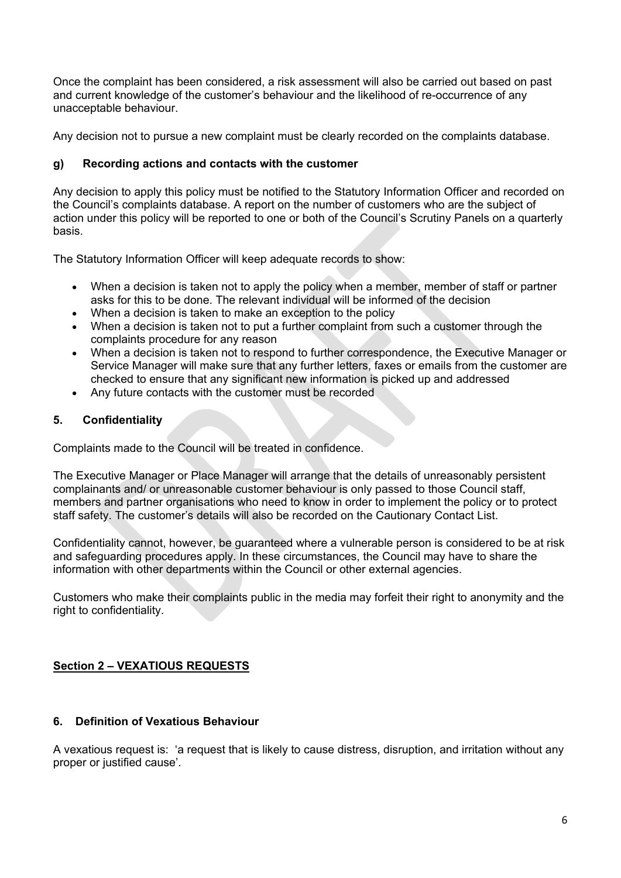Once the complaint has been considered, a risk assessment will also be carried out based on past and current knowledge of the customer's behaviour and the likelihood of re-occurrence of any unacceptable behaviour.

Any decision not to pursue a new complaint must be clearly recorded on the complaints database.

### g) Recording actions and contacts with the customer

Any decision to apply this policy must be notified to the Statutory Information Officer and recorded on the Council's complaints database. A report on the number of customers who are the subject of action under this policy will be reported to one or both of the Council's Scrutiny Panels on a quarterly basis.

The Statutory Information Officer will keep adequate records to show:

- When a decision is taken not to apply the policy when a member, member of staff or partner asks for this to be done. The relevant individual will be informed of the decision
- When a decision is taken to make an exception to the policy
- When a decision is taken not to put a further complaint from such a customer through the complaints procedure for any reason
- When a decision is taken not to respond to further correspondence, the Executive Manager or Service Manager will make sure that any further letters, faxes or emails from the customer are checked to ensure that any significant new information is picked up and addressed
- Any future contacts with the customer must be recorded

## 5. Confidentiality

Complaints made to the Council will be treated in confidence.

The Executive Manager or Place Manager will arrange that the details of unreasonably persistent complainants and/ or unreasonable customer behaviour is only passed to those Council staff, members and partner organisations who need to know in order to implement the policy or to protect staff safety. The customer's details will also be recorded on the Cautionary Contact List.

Confidentiality cannot, however, be guaranteed where a vulnerable person is considered to be at risk and safeguarding procedures apply. In these circumstances, the Council may have to share the information with other departments within the Council or other external agencies.

Customers who make their complaints public in the media may forfeit their right to anonymity and the right to confidentiality.

# Section 2 – VEXATIOUS REQUESTS

## 6. Definition of Vexatious Behaviour

A vexatious request is: 'a request that is likely to cause distress, disruption, and irritation without any proper or justified cause'.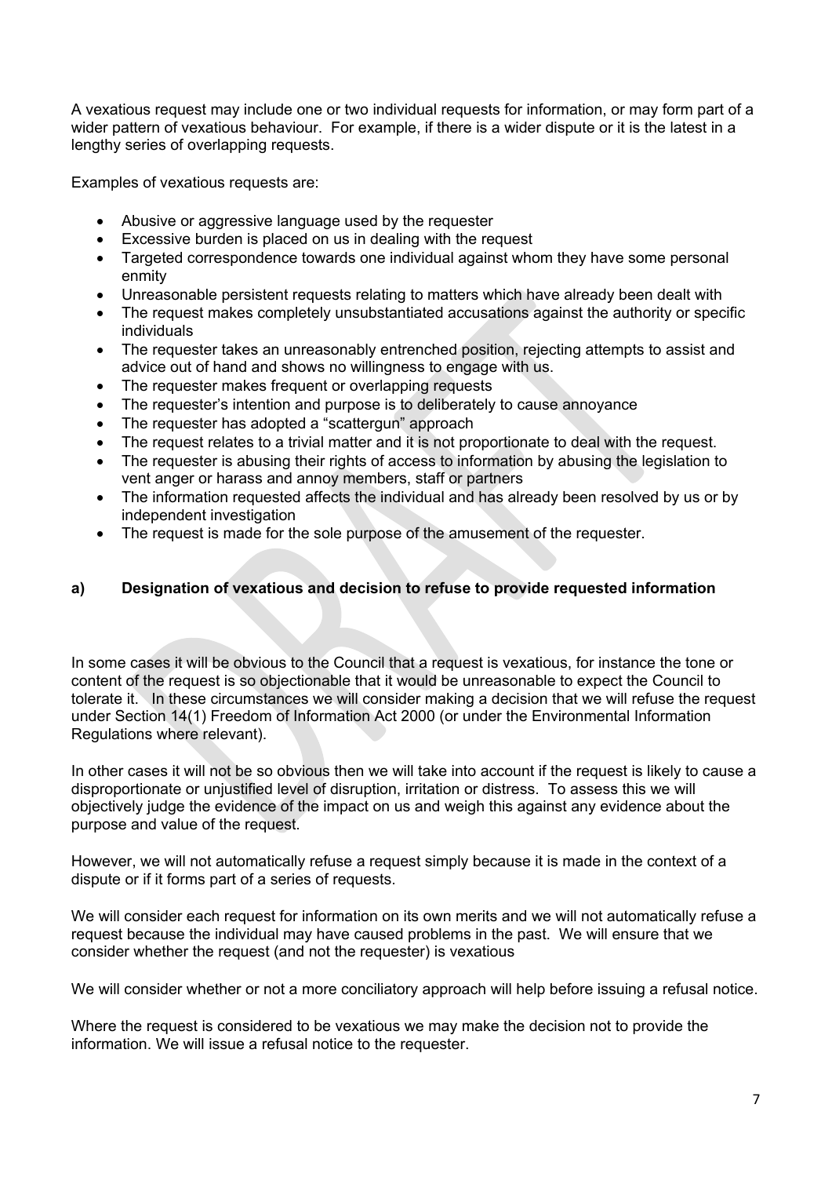A vexatious request may include one or two individual requests for information, or may form part of a wider pattern of vexatious behaviour. For example, if there is a wider dispute or it is the latest in a lengthy series of overlapping requests.

Examples of vexatious requests are:

- Abusive or aggressive language used by the requester
- Excessive burden is placed on us in dealing with the request
- Targeted correspondence towards one individual against whom they have some personal enmity
- Unreasonable persistent requests relating to matters which have already been dealt with
- The request makes completely unsubstantiated accusations against the authority or specific individuals
- The requester takes an unreasonably entrenched position, rejecting attempts to assist and advice out of hand and shows no willingness to engage with us.
- The requester makes frequent or overlapping requests
- The requester's intention and purpose is to deliberately to cause annoyance
- The requester has adopted a "scattergun" approach
- The request relates to a trivial matter and it is not proportionate to deal with the request.
- The requester is abusing their rights of access to information by abusing the legislation to vent anger or harass and annoy members, staff or partners
- The information requested affects the individual and has already been resolved by us or by independent investigation
- The request is made for the sole purpose of the amusement of the requester.

### a) Designation of vexatious and decision to refuse to provide requested information

In some cases it will be obvious to the Council that a request is vexatious, for instance the tone or content of the request is so objectionable that it would be unreasonable to expect the Council to tolerate it. In these circumstances we will consider making a decision that we will refuse the request under Section 14(1) Freedom of Information Act 2000 (or under the Environmental Information Regulations where relevant).

In other cases it will not be so obvious then we will take into account if the request is likely to cause a disproportionate or unjustified level of disruption, irritation or distress. To assess this we will objectively judge the evidence of the impact on us and weigh this against any evidence about the purpose and value of the request.

However, we will not automatically refuse a request simply because it is made in the context of a dispute or if it forms part of a series of requests.

We will consider each request for information on its own merits and we will not automatically refuse a request because the individual may have caused problems in the past. We will ensure that we consider whether the request (and not the requester) is vexatious

We will consider whether or not a more conciliatory approach will help before issuing a refusal notice.

Where the request is considered to be vexatious we may make the decision not to provide the information. We will issue a refusal notice to the requester.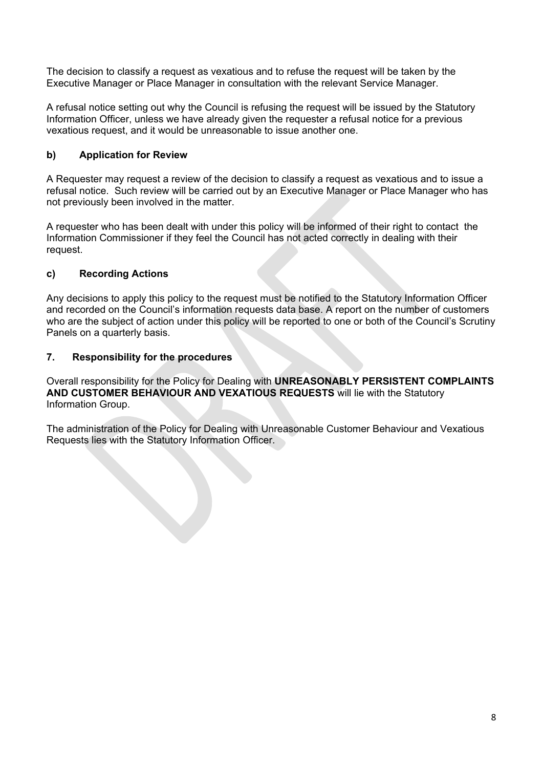The decision to classify a request as vexatious and to refuse the request will be taken by the Executive Manager or Place Manager in consultation with the relevant Service Manager.

A refusal notice setting out why the Council is refusing the request will be issued by the Statutory Information Officer, unless we have already given the requester a refusal notice for a previous vexatious request, and it would be unreasonable to issue another one.

### b) Application for Review

A Requester may request a review of the decision to classify a request as vexatious and to issue a refusal notice. Such review will be carried out by an Executive Manager or Place Manager who has not previously been involved in the matter.

A requester who has been dealt with under this policy will be informed of their right to contact the Information Commissioner if they feel the Council has not acted correctly in dealing with their request.

### c) Recording Actions

Any decisions to apply this policy to the request must be notified to the Statutory Information Officer and recorded on the Council's information requests data base. A report on the number of customers who are the subject of action under this policy will be reported to one or both of the Council's Scrutiny Panels on a quarterly basis.

## 7. Responsibility for the procedures

Overall responsibility for the Policy for Dealing with **UNREASONABLY PERSISTENT COMPLAINTS AND CUSTOMER BEHAVIOUR AND VEXATIOUS REQUESTS** will lie with the Statutory Information Group.

The administration of the Policy for Dealing with Unreasonable Customer Behaviour and Vexatious Requests lies with the Statutory Information Officer.